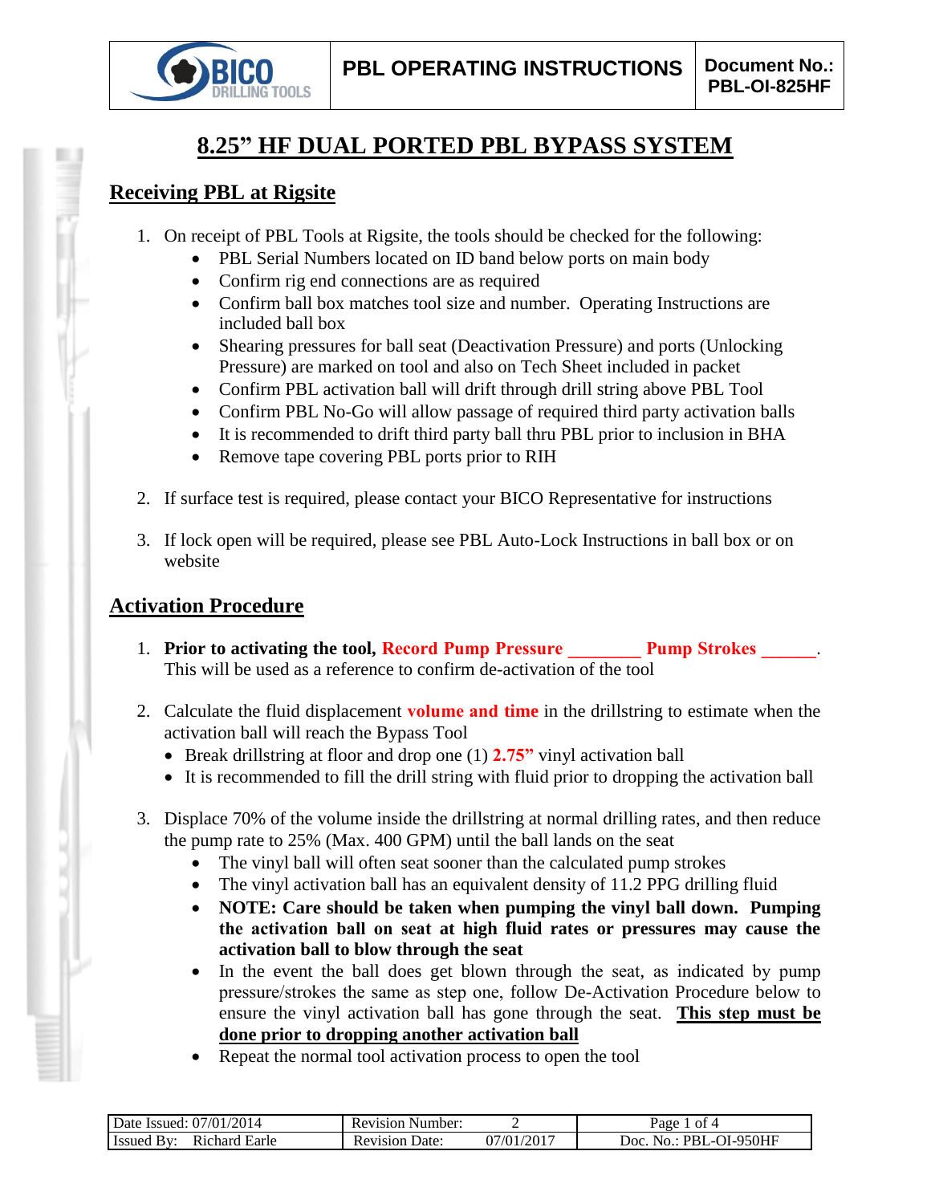# 8.25" HF DUAL PORTED PBL BYPASS SYSTEM

## Receiving PBL at Rigsite

1. On receipt of PBL Tools at Rigsite, the tools should be checked for the following:
    - PBL Serial Numbers located on ID band below ports on main body
    - Confirm rig end connections are as required
    - Confirm ball box matches tool size and number. Operating Instructions are included ball box
    - Shearing pressures for ball seat (Deactivation Pressure) and ports (Unlocking Pressure) are marked on tool and also on Tech Sheet included in packet
    - Confirm PBL activation ball will drift through drill string above PBL Tool
    - Confirm PBL No-Go will allow passage of required third party activation balls
    - It is recommended to drift third party ball thru PBL prior to inclusion in BHA
    - Remove tape covering PBL ports prior to RIH

2. If surface test is required, please contact your BICO Representative for instructions

3. If lock open will be required, please see PBL Auto-Lock Instructions in ball box or on website

## Activation Procedure

1. **Prior to activating the tool, Record Pump Pressure ________ Pump Strokes ______.** This will be used as a reference to confirm de-activation of the tool

2. Calculate the fluid displacement **volume and time** in the drillstring to estimate when the activation ball will reach the Bypass Tool
    - Break drillstring at floor and drop one (1) **2.75"** vinyl activation ball
    - It is recommended to fill the drill string with fluid prior to dropping the activation ball

3. Displace 70% of the volume inside the drillstring at normal drilling rates, and then reduce the pump rate to 25% (Max. 400 GPM) until the ball lands on the seat
    - The vinyl ball will often seat sooner than the calculated pump strokes
    - The vinyl activation ball has an equivalent density of 11.2 PPG drilling fluid
    - **NOTE: Care should be taken when pumping the vinyl ball down. Pumping the activation ball on seat at high fluid rates or pressures may cause the activation ball to blow through the seat**
    - In the event the ball does get blown through the seat, as indicated by pump pressure/strokes the same as step one, follow De-Activation Procedure below to ensure the vinyl activation ball has gone through the seat. **This step must be done prior to dropping another activation ball**
    - Repeat the normal tool activation process to open the tool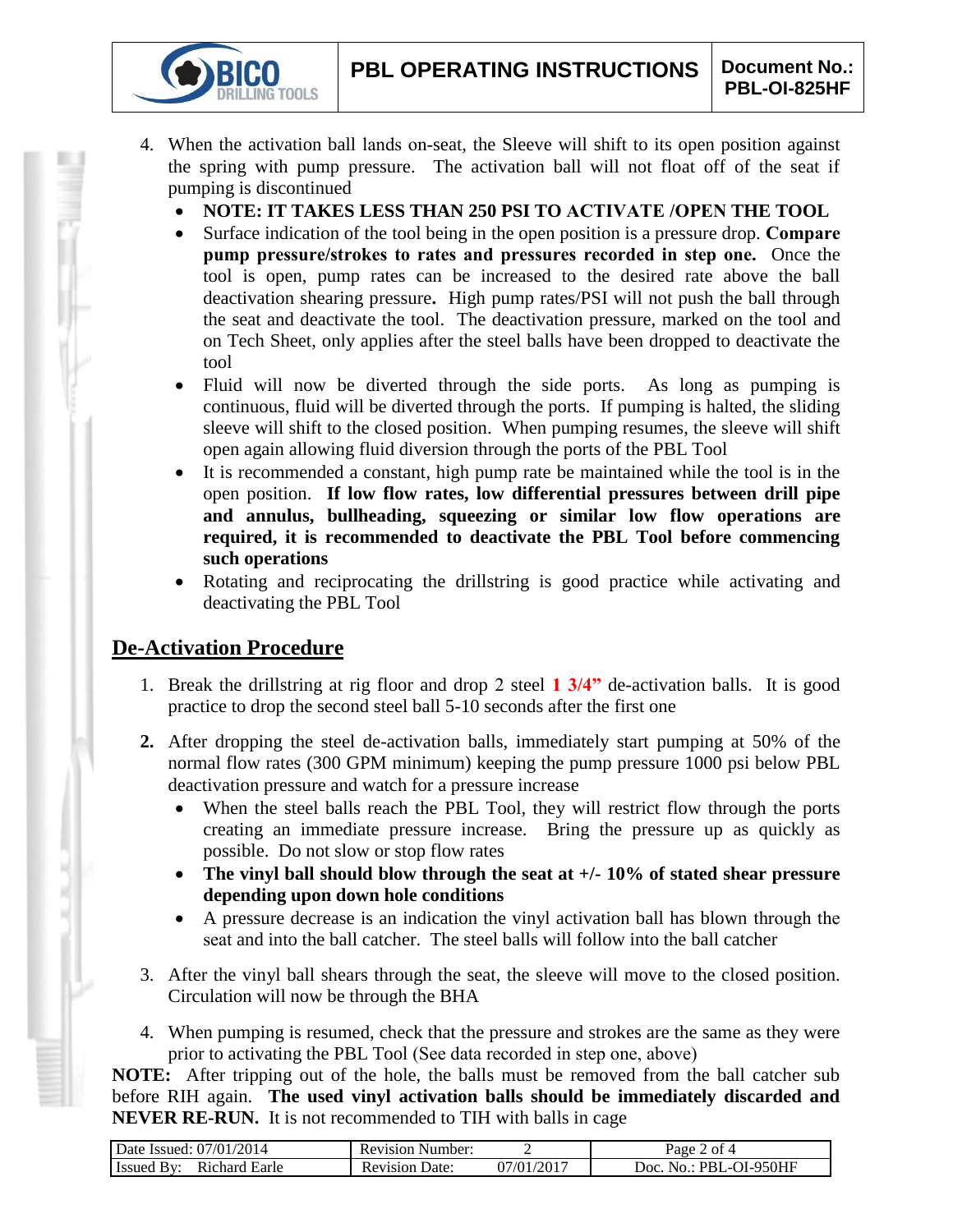4. When the activation ball lands on-seat, the Sleeve will shift to its open position against the spring with pump pressure. The activation ball will not float off of the seat if pumping is discontinued
   - **NOTE: IT TAKES LESS THAN 250 PSI TO ACTIVATE /OPEN THE TOOL**
   - Surface indication of the tool being in the open position is a pressure drop. **Compare pump pressure/strokes to rates and pressures recorded in step one.** Once the tool is open, pump rates can be increased to the desired rate above the ball deactivation shearing pressure**.** High pump rates/PSI will not push the ball through the seat and deactivate the tool. The deactivation pressure, marked on the tool and on Tech Sheet, only applies after the steel balls have been dropped to deactivate the tool
   - Fluid will now be diverted through the side ports. As long as pumping is continuous, fluid will be diverted through the ports. If pumping is halted, the sliding sleeve will shift to the closed position. When pumping resumes, the sleeve will shift open again allowing fluid diversion through the ports of the PBL Tool
   - It is recommended a constant, high pump rate be maintained while the tool is in the open position. **If low flow rates, low differential pressures between drill pipe and annulus, bullheading, squeezing or similar low flow operations are required, it is recommended to deactivate the PBL Tool before commencing such operations**
   - Rotating and reciprocating the drillstring is good practice while activating and deactivating the PBL Tool

## De-Activation Procedure

1. Break the drillstring at rig floor and drop 2 steel **1 3/4”** de-activation balls. It is good practice to drop the second steel ball 5-10 seconds after the first one
2. After dropping the steel de-activation balls, immediately start pumping at 50% of the normal flow rates (300 GPM minimum) keeping the pump pressure 1000 psi below PBL deactivation pressure and watch for a pressure increase
   - When the steel balls reach the PBL Tool, they will restrict flow through the ports creating an immediate pressure increase. Bring the pressure up as quickly as possible. Do not slow or stop flow rates
   - **The vinyl ball should blow through the seat at +/- 10% of stated shear pressure depending upon down hole conditions**
   - A pressure decrease is an indication the vinyl activation ball has blown through the seat and into the ball catcher. The steel balls will follow into the ball catcher
3. After the vinyl ball shears through the seat, the sleeve will move to the closed position. Circulation will now be through the BHA
4. When pumping is resumed, check that the pressure and strokes are the same as they were prior to activating the PBL Tool (See data recorded in step one, above)

**NOTE:** After tripping out of the hole, the balls must be removed from the ball catcher sub before RIH again. **The used vinyl activation balls should be immediately discarded and NEVER RE-RUN.** It is not recommended to TIH with balls in cage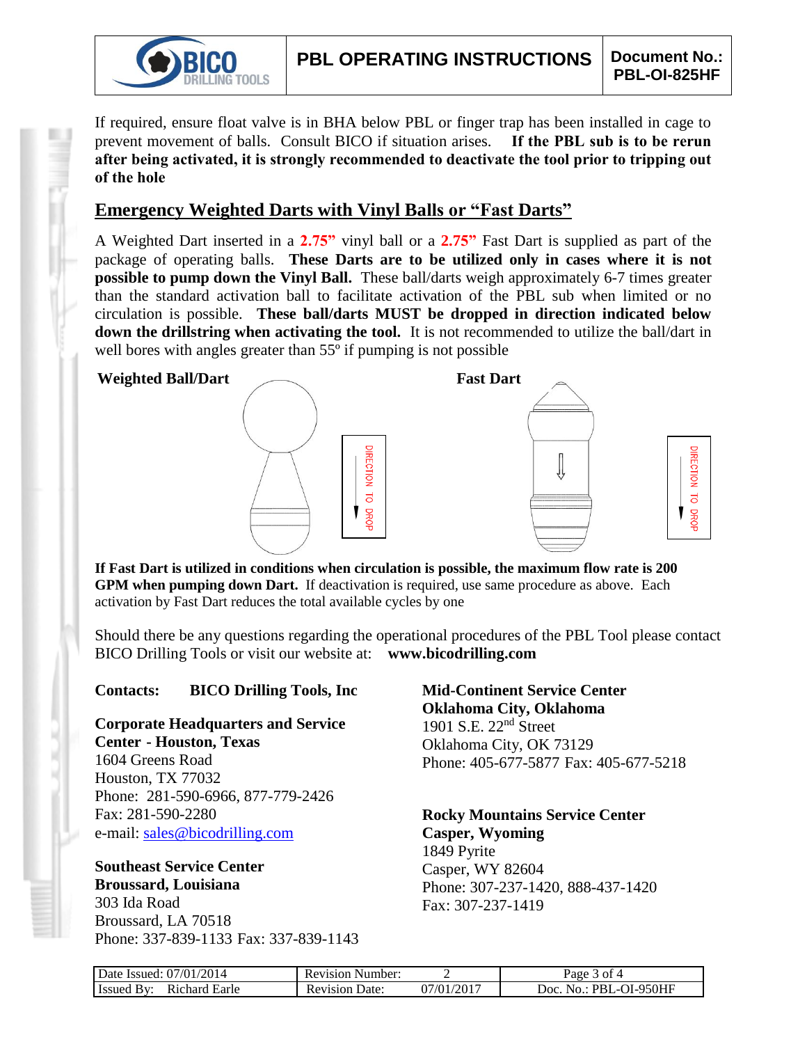If required, ensure float valve is in BHA below PBL or finger trap has been installed in cage to prevent movement of balls. Consult BICO if situation arises. **If the PBL sub is to be rerun after being activated, it is strongly recommended to deactivate the tool prior to tripping out of the hole**

## Emergency Weighted Darts with Vinyl Balls or "Fast Darts"

A Weighted Dart inserted in a **2.75"** vinyl ball or a **2.75"** Fast Dart is supplied as part of the package of operating balls. **These Darts are to be utilized only in cases where it is not possible to pump down the Vinyl Ball.** These ball/darts weigh approximately 6-7 times greater than the standard activation ball to facilitate activation of the PBL sub when limited or no circulation is possible. **These ball/darts MUST be dropped in direction indicated below down the drillstring when activating the tool.** It is not recommended to utilize the ball/dart in well bores with angles greater than 55º if pumping is not possible

**Weighted Ball/Dart**

DIRECTION TO DROP

**Fast Dart**

DIRECTION TO DROP

**If Fast Dart is utilized in conditions when circulation is possible, the maximum flow rate is 200 GPM when pumping down Dart.** If deactivation is required, use same procedure as above. Each activation by Fast Dart reduces the total available cycles by one

Should there be any questions regarding the operational procedures of the PBL Tool please contact BICO Drilling Tools or visit our website at: **www.bicodrilling.com**

**Contacts: BICO Drilling Tools, Inc**

**Corporate Headquarters and Service Center - Houston, Texas**
1604 Greens Road
Houston, TX 77032
Phone: 281-590-6966, 877-779-2426
Fax: 281-590-2280
e-mail: sales@bicodrilling.com

**Southeast Service Center**
**Broussard, Louisiana**
303 Ida Road
Broussard, LA 70518
Phone: 337-839-1133 Fax: 337-839-1143

**Mid-Continent Service Center**
**Oklahoma City, Oklahoma**
1901 S.E. 22nd Street
Oklahoma City, OK 73129
Phone: 405-677-5877 Fax: 405-677-5218

**Rocky Mountains Service Center**
**Casper, Wyoming**
1849 Pyrite
Casper, WY 82604
Phone: 307-237-1420, 888-437-1420
Fax: 307-237-1419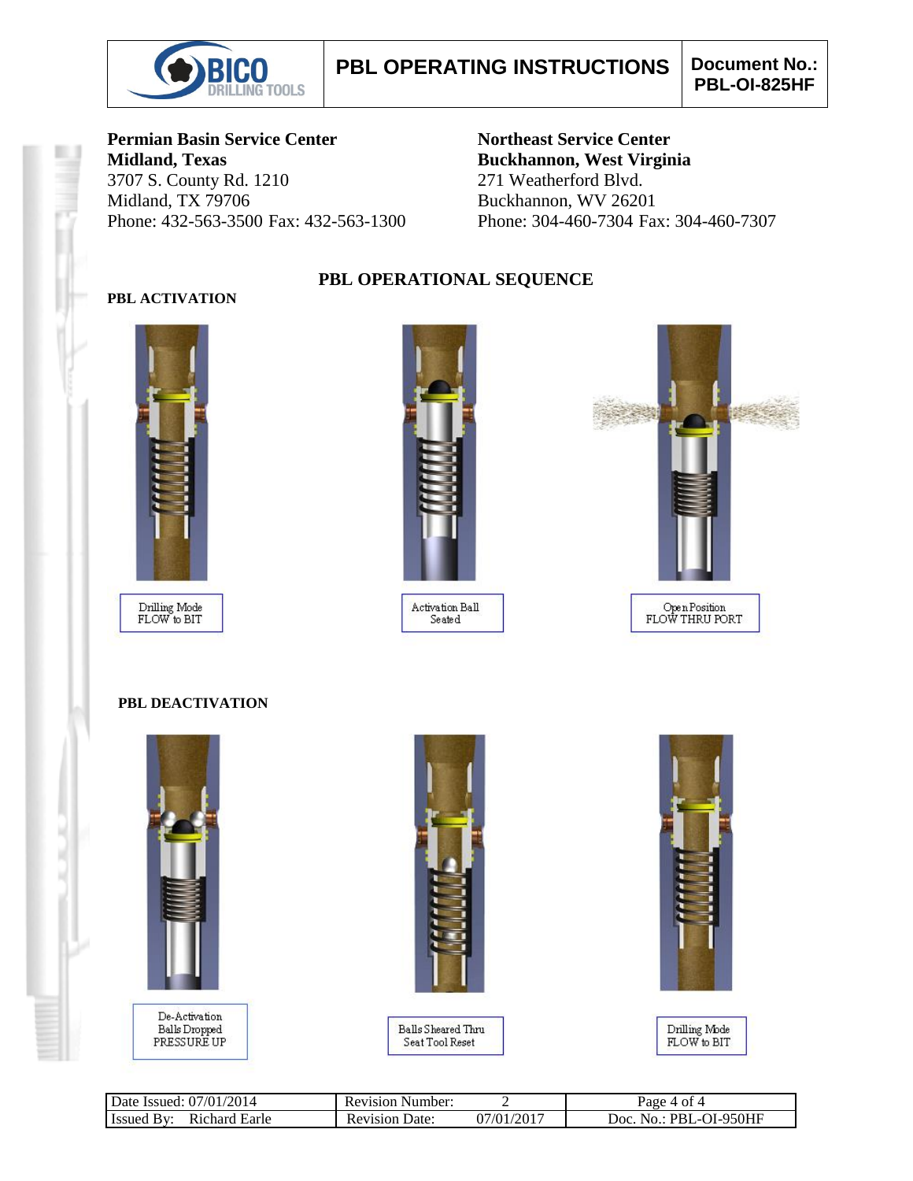| BICO DRILLING TOOLS | PBL OPERATING INSTRUCTIONS | Document No.: PBL-OI-825HF |
|---|---|---|

**Permian Basin Service Center**
**Midland, Texas**
3707 S. County Rd. 1210
Midland, TX 79706
Phone: 432-563-3500 Fax: 432-563-1300

**Northeast Service Center**
**Buckhannon, West Virginia**
271 Weatherford Blvd.
Buckhannon, WV 26201
Phone: 304-460-7304 Fax: 304-460-7307

## PBL OPERATIONAL SEQUENCE

### PBL ACTIVATION

Drilling Mode
FLOW to BIT

Activation Ball
Seated

Open Position
FLOW THRU PORT

### PBL DEACTIVATION

De-Activation
Balls Dropped
PRESSURE UP

Balls Sheared Thru
Seat Tool Reset

Drilling Mode
FLOW to BIT

| | | |
|---|---|---|
| Date Issued: 07/01/2014 | Revision Number: 2 | Page 4 of 4 |
| Issued By: Richard Earle | Revision Date: 07/01/2017 | Doc. No.: PBL-OI-950HF |